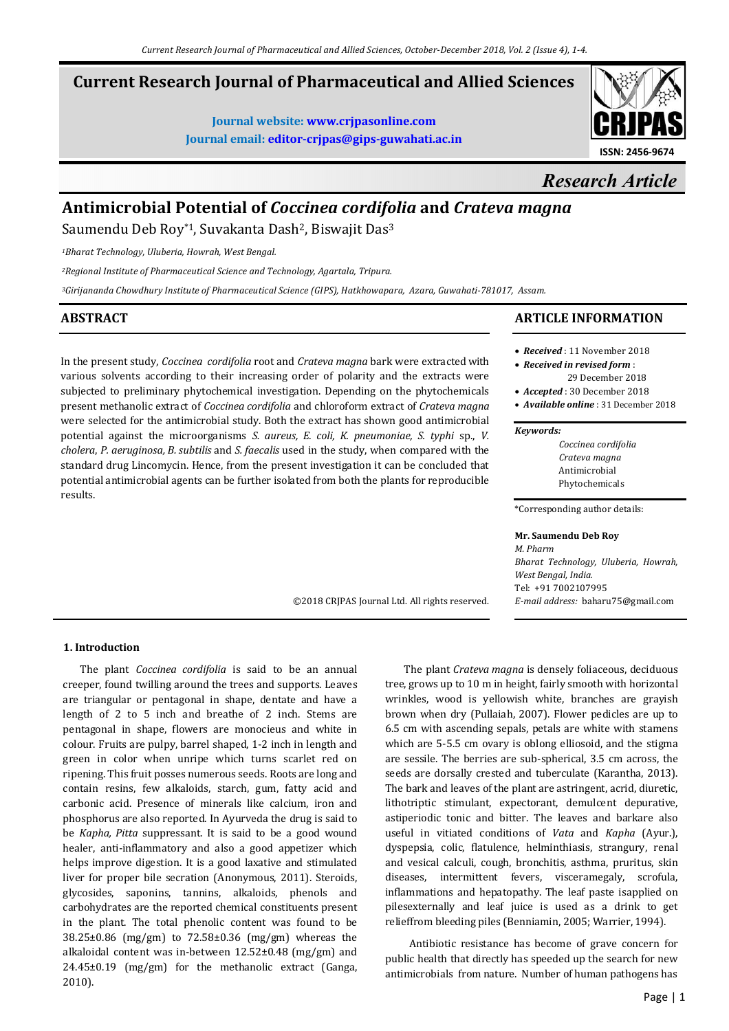# Current Research Journal of Pharmaceutical and Allied Sciences

**Journal website:** www.crjpasonline.com
**Journal email:** editor-crjpas@gips-guwahati.ac.in

ISSN: 2456-9674

*Research Article*

# Antimicrobial Potential of *Coccinea cordifolia* and *Crateva magna*

Saumendu Deb Roy*[1], Suvakanta Dash[2], Biswajit Das[3]

[1]*Bharat Technology, Uluberia, Howrah, West Bengal.*

[2]*Regional Institute of Pharmaceutical Science and Technology, Agartala, Tripura.*

[3]*Girijananda Chowdhury Institute of Pharmaceutical Science (GIPS), Hatkhowapara, Azara, Guwahati-781017, Assam.*

## ABSTRACT

In the present study, *Coccinea cordifolia* root and *Crateva magna* bark were extracted with various solvents according to their increasing order of polarity and the extracts were subjected to preliminary phytochemical investigation. Depending on the phytochemicals present methanolic extract of *Coccinea cordifolia* and chloroform extract of *Crateva magna* were selected for the antimicrobial study. Both the extract has shown good antimicrobial potential against the microorganisms *S. aureus, E. coli, K. pneumoniae, S. typhi* sp., *V. cholera*, *P. aeruginosa, B. subtilis* and *S. faecalis* used in the study, when compared with the standard drug Lincomycin. Hence, from the present investigation it can be concluded that potential antimicrobial agents can be further isolated from both the plants for reproducible results.

©2018 CRJPAS Journal Ltd. All rights reserved.

## ARTICLE INFORMATION

- ***Received*** : 11 November 2018
- ***Received in revised form*** : 29 December 2018
- ***Accepted*** : 30 December 2018
- ***Available online*** : 31 December 2018

***Keywords:***

*Coccinea cordifolia*
*Crateva magna*
Antimicrobial
Phytochemicals

*Corresponding author details:

**Mr. Saumendu Deb Roy**
*M. Pharm*
*Bharat Technology, Uluberia, Howrah, West Bengal, India.*
Tel: +91 7002107995
*E-mail address:* baharu75@gmail.com

## 1. Introduction

The plant *Coccinea cordifolia* is said to be an annual creeper, found twilling around the trees and supports. Leaves are triangular or pentagonal in shape, dentate and have a length of 2 to 5 inch and breathe of 2 inch. Stems are pentagonal in shape, flowers are monocieus and white in colour. Fruits are pulpy, barrel shaped, 1-2 inch in length and green in color when unripe which turns scarlet red on ripening. This fruit posses numerous seeds. Roots are long and contain resins, few alkaloids, starch, gum, fatty acid and carbonic acid. Presence of minerals like calcium, iron and phosphorus are also reported. In Ayurveda the drug is said to be *Kapha, Pitta* suppressant. It is said to be a good wound healer, anti-inflammatory and also a good appetizer which helps improve digestion. It is a good laxative and stimulated liver for proper bile secration (Anonymous, 2011). Steroids, glycosides, saponins, tannins, alkaloids, phenols and carbohydrates are the reported chemical constituents present in the plant. The total phenolic content was found to be 38.25±0.86 (mg/gm) to 72.58±0.36 (mg/gm) whereas the alkaloidal content was in-between 12.52±0.48 (mg/gm) and 24.45±0.19 (mg/gm) for the methanolic extract (Ganga, 2010).

The plant *Crateva magna* is densely foliaceous, deciduous tree, grows up to 10 m in height, fairly smooth with horizontal wrinkles, wood is yellowish white, branches are grayish brown when dry (Pullaiah, 2007). Flower pedicles are up to 6.5 cm with ascending sepals, petals are white with stamens which are 5-5.5 cm ovary is oblong elliosoid, and the stigma are sessile. The berries are sub-spherical, 3.5 cm across, the seeds are dorsally crested and tuberculate (Karantha, 2013). The bark and leaves of the plant are astringent, acrid, diuretic, lithotriptic stimulant, expectorant, demulcent depurative, astiperiodic tonic and bitter. The leaves and barkare also useful in vitiated conditions of *Vata* and *Kapha* (Ayur.), dyspepsia, colic, flatulence, helminthiasis, strangury, renal and vesical calculi, cough, bronchitis, asthma, pruritus, skin diseases, intermittent fevers, visceramegaly, scrofula, inflammations and hepatopathy. The leaf paste isapplied on pilesexternally and leaf juice is used as a drink to get relieffrom bleeding piles (Benniamin, 2005; Warrier, 1994).

Antibiotic resistance has become of grave concern for public health that directly has speeded up the search for new antimicrobials from nature. Number of human pathogens has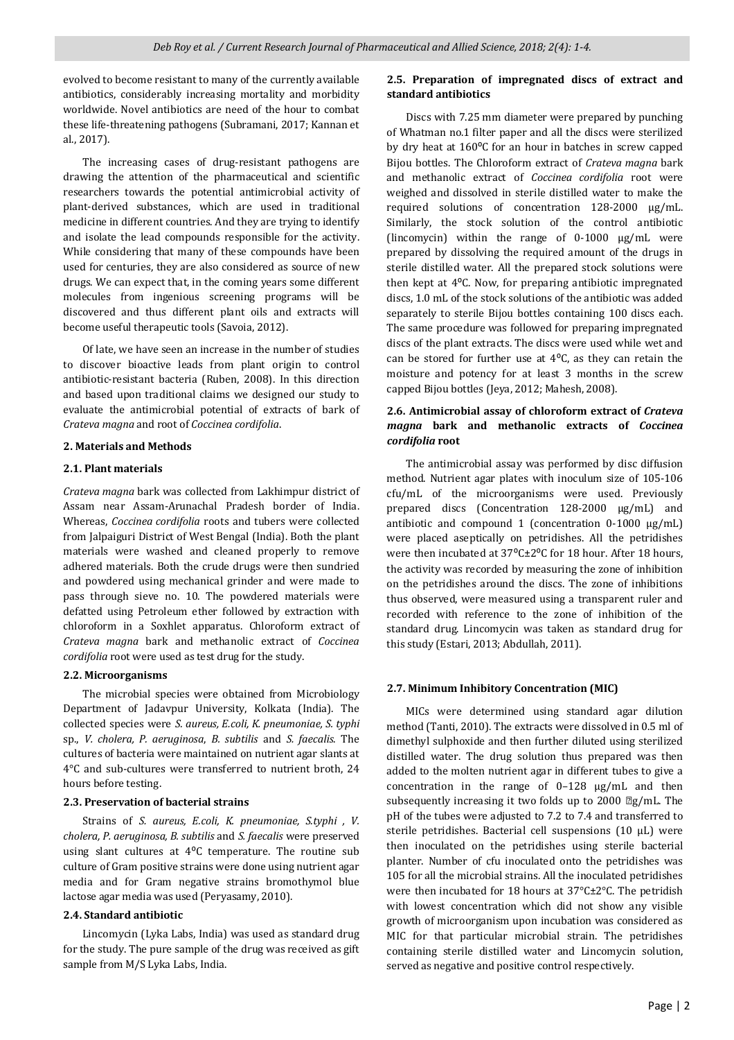evolved to become resistant to many of the currently available antibiotics, considerably increasing mortality and morbidity worldwide. Novel antibiotics are need of the hour to combat these life-threatening pathogens (Subramani, 2017; Kannan et al., 2017).

The increasing cases of drug-resistant pathogens are drawing the attention of the pharmaceutical and scientific researchers towards the potential antimicrobial activity of plant-derived substances, which are used in traditional medicine in different countries. And they are trying to identify and isolate the lead compounds responsible for the activity. While considering that many of these compounds have been used for centuries, they are also considered as source of new drugs. We can expect that, in the coming years some different molecules from ingenious screening programs will be discovered and thus different plant oils and extracts will become useful therapeutic tools (Savoia, 2012).

Of late, we have seen an increase in the number of studies to discover bioactive leads from plant origin to control antibiotic-resistant bacteria (Ruben, 2008). In this direction and based upon traditional claims we designed our study to evaluate the antimicrobial potential of extracts of bark of *Crateva magna* and root of *Coccinea cordifolia*.

## 2. Materials and Methods

### 2.1. Plant materials

*Crateva magna* bark was collected from Lakhimpur district of Assam near Assam-Arunachal Pradesh border of India. Whereas, *Coccinea cordifolia* roots and tubers were collected from Jalpaiguri District of West Bengal (India). Both the plant materials were washed and cleaned properly to remove adhered materials. Both the crude drugs were then sundried and powdered using mechanical grinder and were made to pass through sieve no. 10. The powdered materials were defatted using Petroleum ether followed by extraction with chloroform in a Soxhlet apparatus. Chloroform extract of *Crateva magna* bark and methanolic extract of *Coccinea cordifolia* root were used as test drug for the study.

### 2.2. Microorganisms

The microbial species were obtained from Microbiology Department of Jadavpur University, Kolkata (India). The collected species were *S. aureus, E.coli, K. pneumoniae, S. typhi* sp., *V. cholera, P. aeruginosa*, *B. subtilis* and *S. faecalis*. The cultures of bacteria were maintained on nutrient agar slants at 4°C and sub-cultures were transferred to nutrient broth, 24 hours before testing.

### 2.3. Preservation of bacterial strains

Strains of *S. aureus, E.coli, K. pneumoniae, S.typhi , V. cholera, P. aeruginosa, B. subtilis* and *S. faecalis* were preserved using slant cultures at 4⁰C temperature. The routine sub culture of Gram positive strains were done using nutrient agar media and for Gram negative strains bromothymol blue lactose agar media was used (Peryasamy, 2010).

### 2.4. Standard antibiotic

Lincomycin (Lyka Labs, India) was used as standard drug for the study. The pure sample of the drug was received as gift sample from M/S Lyka Labs, India.

### 2.5. Preparation of impregnated discs of extract and standard antibiotics

Discs with 7.25 mm diameter were prepared by punching of Whatman no.1 filter paper and all the discs were sterilized by dry heat at 160⁰C for an hour in batches in screw capped Bijou bottles. The Chloroform extract of *Crateva magna* bark and methanolic extract of *Coccinea cordifolia* root were weighed and dissolved in sterile distilled water to make the required solutions of concentration 128-2000 μg/mL. Similarly, the stock solution of the control antibiotic (lincomycin) within the range of 0-1000 μg/mL were prepared by dissolving the required amount of the drugs in sterile distilled water. All the prepared stock solutions were then kept at 4⁰C. Now, for preparing antibiotic impregnated discs, 1.0 mL of the stock solutions of the antibiotic was added separately to sterile Bijou bottles containing 100 discs each. The same procedure was followed for preparing impregnated discs of the plant extracts. The discs were used while wet and can be stored for further use at 4⁰C, as they can retain the moisture and potency for at least 3 months in the screw capped Bijou bottles (Jeya, 2012; Mahesh, 2008).

### 2.6. Antimicrobial assay of chloroform extract of *Crateva magna* bark and methanolic extracts of *Coccinea cordifolia* root

The antimicrobial assay was performed by disc diffusion method. Nutrient agar plates with inoculum size of 105-106 cfu/mL of the microorganisms were used. Previously prepared discs (Concentration 128-2000 μg/mL) and antibiotic and compound 1 (concentration 0-1000 μg/mL) were placed aseptically on petridishes. All the petridishes were then incubated at 37⁰C±2⁰C for 18 hour. After 18 hours, the activity was recorded by measuring the zone of inhibition on the petridishes around the discs. The zone of inhibitions thus observed, were measured using a transparent ruler and recorded with reference to the zone of inhibition of the standard drug. Lincomycin was taken as standard drug for this study (Estari, 2013; Abdullah, 2011).

### 2.7. Minimum Inhibitory Concentration (MIC)

MICs were determined using standard agar dilution method (Tanti, 2010). The extracts were dissolved in 0.5 ml of dimethyl sulphoxide and then further diluted using sterilized distilled water. The drug solution thus prepared was then added to the molten nutrient agar in different tubes to give a concentration in the range of 0–128 μg/mL and then subsequently increasing it two folds up to 2000 g/mL. The pH of the tubes were adjusted to 7.2 to 7.4 and transferred to sterile petridishes. Bacterial cell suspensions (10 μL) were then inoculated on the petridishes using sterile bacterial planter. Number of cfu inoculated onto the petridishes was 105 for all the microbial strains. All the inoculated petridishes were then incubated for 18 hours at 37°C±2°C. The petridish with lowest concentration which did not show any visible growth of microorganism upon incubation was considered as MIC for that particular microbial strain. The petridishes containing sterile distilled water and Lincomycin solution, served as negative and positive control respectively.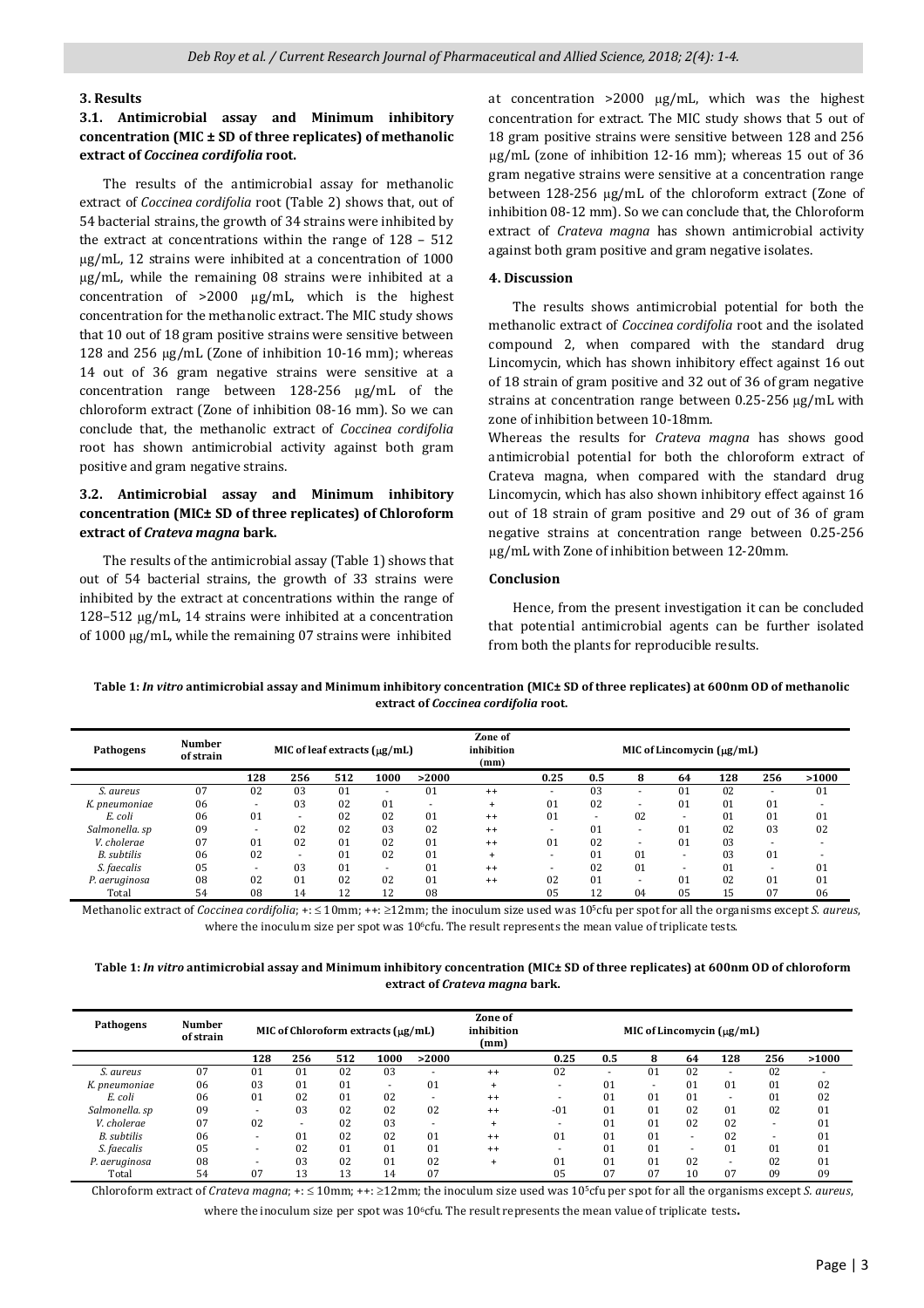## 3. Results

### 3.1. Antimicrobial assay and Minimum inhibitory concentration (MIC ± SD of three replicates) of methanolic extract of *Coccinea cordifolia* root.

The results of the antimicrobial assay for methanolic extract of *Coccinea cordifolia* root (Table 2) shows that, out of 54 bacterial strains, the growth of 34 strains were inhibited by the extract at concentrations within the range of 128 – 512 μg/mL, 12 strains were inhibited at a concentration of 1000 μg/mL, while the remaining 08 strains were inhibited at a concentration of >2000 μg/mL, which is the highest concentration for the methanolic extract. The MIC study shows that 10 out of 18 gram positive strains were sensitive between 128 and 256 μg/mL (Zone of inhibition 10-16 mm); whereas 14 out of 36 gram negative strains were sensitive at a concentration range between 128-256 μg/mL of the chloroform extract (Zone of inhibition 08-16 mm). So we can conclude that, the methanolic extract of *Coccinea cordifolia* root has shown antimicrobial activity against both gram positive and gram negative strains.

### 3.2. Antimicrobial assay and Minimum inhibitory concentration (MIC± SD of three replicates) of Chloroform extract of *Crateva magna* bark.

The results of the antimicrobial assay (Table 1) shows that out of 54 bacterial strains, the growth of 33 strains were inhibited by the extract at concentrations within the range of 128–512 μg/mL, 14 strains were inhibited at a concentration of 1000 μg/mL, while the remaining 07 strains were inhibited at concentration >2000 μg/mL, which was the highest concentration for extract. The MIC study shows that 5 out of 18 gram positive strains were sensitive between 128 and 256 μg/mL (zone of inhibition 12-16 mm); whereas 15 out of 36 gram negative strains were sensitive at a concentration range between 128-256 μg/mL of the chloroform extract (Zone of inhibition 08-12 mm). So we can conclude that, the Chloroform extract of *Crateva magna* has shown antimicrobial activity against both gram positive and gram negative isolates.

## 4. Discussion

The results shows antimicrobial potential for both the methanolic extract of *Coccinea cordifolia* root and the isolated compound 2, when compared with the standard drug Lincomycin, which has shown inhibitory effect against 16 out of 18 strain of gram positive and 32 out of 36 of gram negative strains at concentration range between 0.25-256 μg/mL with zone of inhibition between 10-18mm.

Whereas the results for *Crateva magna* has shows good antimicrobial potential for both the chloroform extract of Crateva magna, when compared with the standard drug Lincomycin, which has also shown inhibitory effect against 16 out of 18 strain of gram positive and 29 out of 36 of gram negative strains at concentration range between 0.25-256 μg/mL with Zone of inhibition between 12-20mm.

## Conclusion

Hence, from the present investigation it can be concluded that potential antimicrobial agents can be further isolated from both the plants for reproducible results.

**Table 1:** ***In vitro*** **antimicrobial assay and Minimum inhibitory concentration (MIC± SD of three replicates) at 600nm OD of methanolic extract of** ***Coccinea cordifolia*** **root.**

| Pathogens | Number of strain | MIC of leaf extracts (μg/mL) | | | | | Zone of inhibition (mm) | MIC of Lincomycin (μg/mL) | | | | | | |
|---|---|---|---|---|---|---|---|---|---|---|---|---|---|---|
| | | 128 | 256 | 512 | 1000 | >2000 | | 0.25 | 0.5 | 8 | 64 | 128 | 256 | >1000 |
| *S. aureus* | 07 | 02 | 03 | 01 | - | 01 | ++ | - | 03 | - | 01 | 02 | - | 01 |
| *K. pneumoniae* | 06 | - | 03 | 02 | 01 | - | + | 01 | 02 | - | 01 | 01 | 01 | - |
| *E. coli* | 06 | 01 | - | 02 | 02 | 01 | ++ | 01 | - | 02 | - | 01 | 01 | 01 |
| *Salmonella. sp* | 09 | - | 02 | 02 | 03 | 02 | ++ | - | 01 | - | 01 | 02 | 03 | 02 |
| *V. cholerae* | 07 | 01 | 02 | 01 | 02 | 01 | ++ | 01 | 02 | - | 01 | 03 | - | - |
| *B. subtilis* | 06 | 02 | - | 01 | 02 | 01 | + | - | 01 | 01 | - | 03 | 01 | - |
| *S. faecalis* | 05 | - | 03 | 01 | - | 01 | ++ | - | 02 | 01 | - | 01 | - | 01 |
| *P. aeruginosa* | 08 | 02 | 01 | 02 | 02 | 01 | ++ | 02 | 01 | - | 01 | 02 | 01 | 01 |
| Total | 54 | 08 | 14 | 12 | 12 | 08 | | 05 | 12 | 04 | 05 | 15 | 07 | 06 |

Methanolic extract of *Coccinea cordifolia*; +: ≤ 10mm; ++: ≥12mm; the inoculum size used was $10^5$cfu per spot for all the organisms except *S. aureus*, where the inoculum size per spot was $10^6$cfu. The result represents the mean value of triplicate tests.

**Table 1:** ***In vitro*** **antimicrobial assay and Minimum inhibitory concentration (MIC± SD of three replicates) at 600nm OD of chloroform extract of** ***Crateva magna*** **bark.**

| Pathogens | Number of strain | MIC of Chloroform extracts (μg/mL) | | | | | Zone of inhibition (mm) | MIC of Lincomycin (μg/mL) | | | | | | |
|---|---|---|---|---|---|---|---|---|---|---|---|---|---|---|
| | | 128 | 256 | 512 | 1000 | >2000 | | 0.25 | 0.5 | 8 | 64 | 128 | 256 | >1000 |
| *S. aureus* | 07 | 01 | 01 | 02 | 03 | - | ++ | 02 | - | 01 | 02 | - | 02 | - |
| *K. pneumoniae* | 06 | 03 | 01 | 01 | - | 01 | + | - | 01 | - | 01 | 01 | 01 | 02 |
| *E. coli* | 06 | 01 | 02 | 01 | 02 | - | ++ | - | 01 | 01 | 01 | - | 01 | 02 |
| *Salmonella. sp* | 09 | - | 03 | 02 | 02 | 02 | ++ | -01 | 01 | 01 | 02 | 01 | 02 | 01 |
| *V. cholerae* | 07 | 02 | - | 02 | 03 | - | + | - | 01 | 01 | 02 | 02 | - | 01 |
| *B. subtilis* | 06 | - | 01 | 02 | 02 | 01 | ++ | 01 | 01 | 01 | - | 02 | - | 01 |
| *S. faecalis* | 05 | - | 02 | 01 | 01 | 01 | ++ | - | 01 | 01 | - | 01 | 01 | 01 |
| *P. aeruginosa* | 08 | - | 03 | 02 | 01 | 02 | + | 01 | 01 | 01 | 02 | - | 02 | 01 |
| Total | 54 | 07 | 13 | 13 | 14 | 07 | | 05 | 07 | 07 | 10 | 07 | 09 | 09 |

Chloroform extract of *Crateva magna*; +: ≤ 10mm; ++: ≥12mm; the inoculum size used was $10^5$cfu per spot for all the organisms except *S. aureus*, where the inoculum size per spot was $10^6$cfu. The result represents the mean value of triplicate tests**.**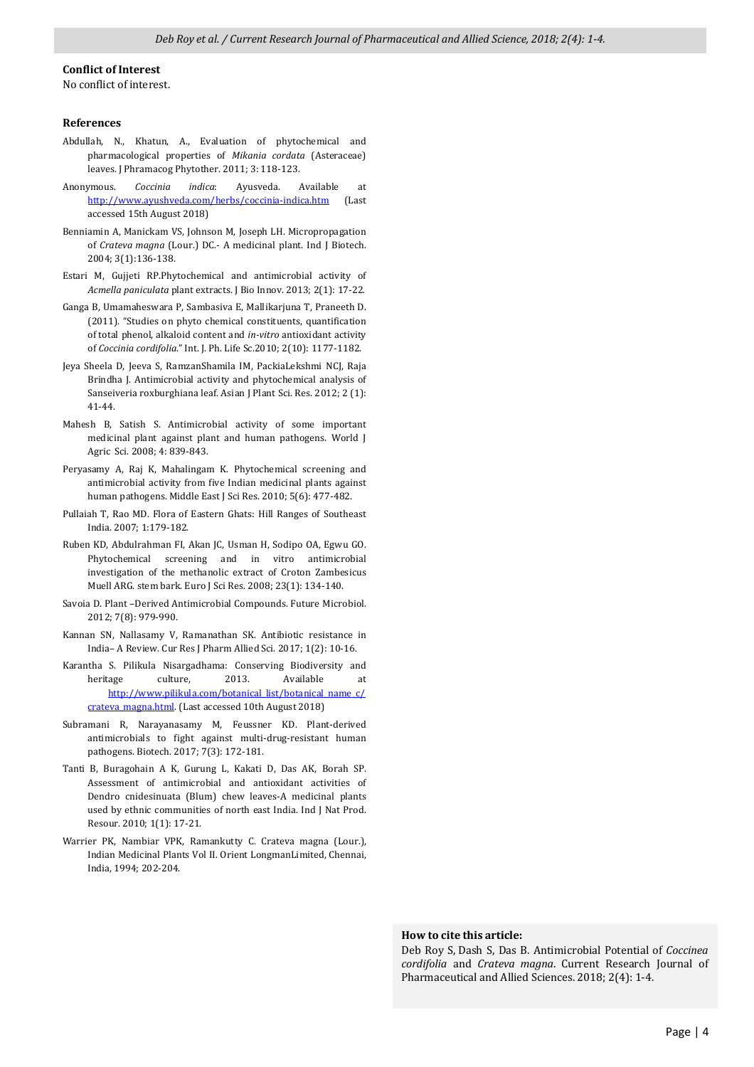**Conflict of Interest**

No conflict of interest.

**References**

Abdullah, N., Khatun, A., Evaluation of phytochemical and pharmacological properties of *Mikania cordata* (Asteraceae) leaves. J Phramacog Phytother. 2011; 3: 118-123.

Anonymous. *Coccinia indica*: Ayusveda. Available at http://www.ayushveda.com/herbs/coccinia-indica.htm (Last accessed 15th August 2018)

Benniamin A, Manickam VS, Johnson M, Joseph LH. Micropropagation of *Crateva magna* (Lour.) DC.- A medicinal plant. Ind J Biotech. 2004; 3(1):136-138.

Estari M, Gujjeti RP.Phytochemical and antimicrobial activity of *Acmella paniculata* plant extracts. J Bio Innov. 2013; 2(1): 17-22.

Ganga B, Umamaheswara P, Sambasiva E, Mallikarjuna T, Praneeth D. (2011). "Studies on phyto chemical constituents, quantification of total phenol, alkaloid content and *in-vitro* antioxidant activity of *Coccinia cordifolia*." Int. J. Ph. Life Sc.2010; 2(10): 1177-1182.

Jeya Sheela D, Jeeva S, RamzanShamila IM, PackiaLekshmi NCJ, Raja Brindha J. Antimicrobial activity and phytochemical analysis of Sanseiveria roxburghiana leaf. Asian J Plant Sci. Res. 2012; 2 (1): 41-44.

Mahesh B, Satish S. Antimicrobial activity of some important medicinal plant against plant and human pathogens. World J Agric Sci. 2008; 4: 839-843.

Peryasamy A, Raj K, Mahalingam K. Phytochemical screening and antimicrobial activity from five Indian medicinal plants against human pathogens. Middle East J Sci Res. 2010; 5(6): 477-482.

Pullaiah T, Rao MD. Flora of Eastern Ghats: Hill Ranges of Southeast India. 2007; 1:179-182.

Ruben KD, Abdulrahman FI, Akan JC, Usman H, Sodipo OA, Egwu GO. Phytochemical screening and in vitro antimicrobial investigation of the methanolic extract of Croton Zambesicus Muell ARG. stem bark. Euro J Sci Res. 2008; 23(1): 134-140.

Savoia D. Plant –Derived Antimicrobial Compounds. Future Microbiol. 2012; 7(8): 979-990.

Kannan SN, Nallasamy V, Ramanathan SK. Antibiotic resistance in India– A Review. Cur Res J Pharm Allied Sci. 2017; 1(2): 10-16.

Karantha S. Pilikula Nisargadhama: Conserving Biodiversity and heritage culture, 2013. Available at http://www.pilikula.com/botanical_list/botanical_name_c/crateva_magna.html. (Last accessed 10th August 2018)

Subramani R, Narayanasamy M, Feussner KD. Plant-derived antimicrobials to fight against multi-drug-resistant human pathogens. Biotech. 2017; 7(3): 172-181.

Tanti B, Buragohain A K, Gurung L, Kakati D, Das AK, Borah SP. Assessment of antimicrobial and antioxidant activities of Dendro cnidesinuata (Blum) chew leaves-A medicinal plants used by ethnic communities of north east India. Ind J Nat Prod. Resour. 2010; 1(1): 17-21.

Warrier PK, Nambiar VPK, Ramankutty C. Crateva magna (Lour.), Indian Medicinal Plants Vol II. Orient LongmanLimited, Chennai, India, 1994; 202-204.

**How to cite this article:**

Deb Roy S, Dash S, Das B. Antimicrobial Potential of *Coccinea cordifolia* and *Crateva magna*. Current Research Journal of Pharmaceutical and Allied Sciences. 2018; 2(4): 1-4.